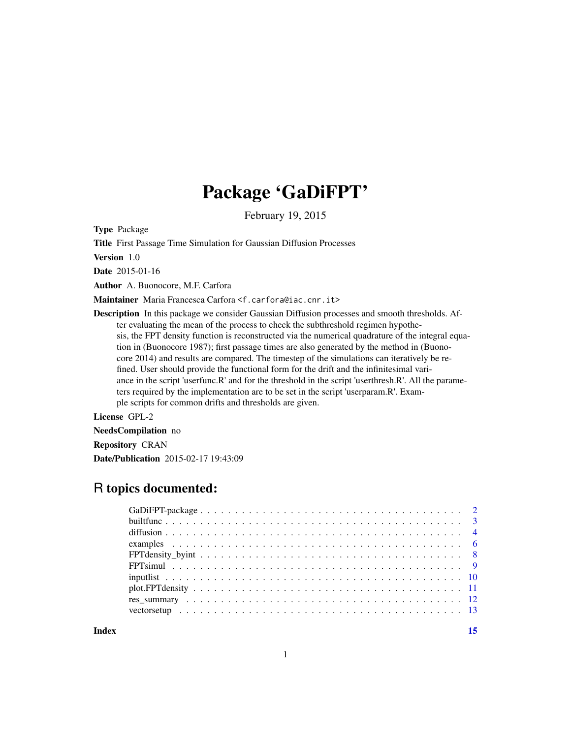# Package 'GaDiFPT'

February 19, 2015

**Type** Package

**Title** First Passage Time Simulation for Gaussian Diffusion Processes

**Version** 1.0

**Date** 2015-01-16

**Author** A. Buonocore, M.F. Carfora

**Maintainer** Maria Francesca Carfora <f.carfora@iac.cnr.it>

**Description** In this package we consider Gaussian Diffusion processes and smooth thresholds. After evaluating the mean of the process to check the subthreshold regimen hypothesis, the FPT density function is reconstructed via the numerical quadrature of the integral equation in (Buonocore 1987); first passage times are also generated by the method in (Buonocore 2014) and results are compared. The timestep of the simulations can iteratively be refined. User should provide the functional form for the drift and the infinitesimal variance in the script 'userfunc.R' and for the threshold in the script 'userthresh.R'. All the parameters required by the implementation are to be set in the script 'userparam.R'. Example scripts for common drifts and thresholds are given.

**License** GPL-2

**NeedsCompilation** no

**Repository** CRAN

**Date/Publication** 2015-02-17 19:43:09

## R topics documented:

| | |
|---|---|
| GaDiFPT-package | 2 |
| builtfunc | 3 |
| diffusion | 4 |
| examples | 6 |
| FPTdensity_byint | 8 |
| FPTsimul | 9 |
| inputlist | 10 |
| plot.FPTdensity | 11 |
| res_summary | 12 |
| vectorsetup | 13 |
| **Index** | **15** |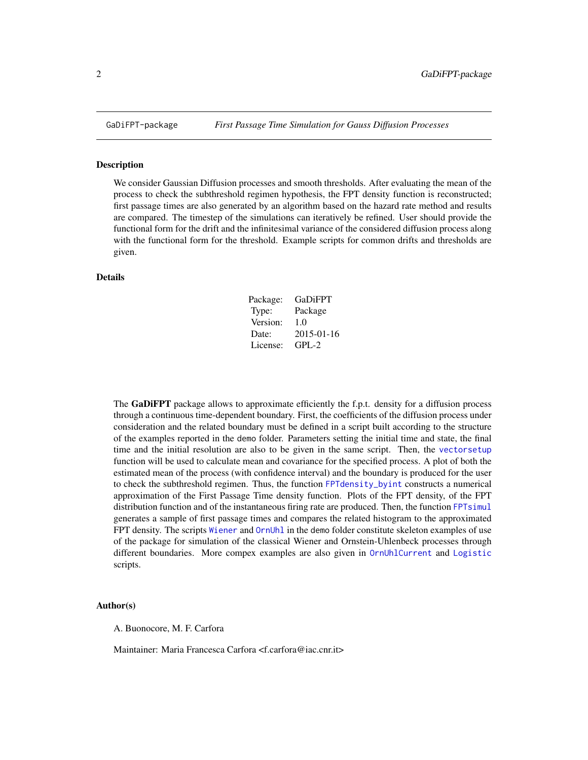GaDiFPT-package    *First Passage Time Simulation for Gauss Diffusion Processes*

## Description

We consider Gaussian Diffusion processes and smooth thresholds. After evaluating the mean of the process to check the subthreshold regimen hypothesis, the FPT density function is reconstructed; first passage times are also generated by an algorithm based on the hazard rate method and results are compared. The timestep of the simulations can iteratively be refined. User should provide the functional form for the drift and the infinitesimal variance of the considered diffusion process along with the functional form for the threshold. Example scripts for common drifts and thresholds are given.

## Details

| | |
|---|---|
| Package: | GaDiFPT |
| Type: | Package |
| Version: | 1.0 |
| Date: | 2015-01-16 |
| License: | GPL-2 |

The **GaDiFPT** package allows to approximate efficiently the f.p.t. density for a diffusion process through a continuous time-dependent boundary. First, the coefficients of the diffusion process under consideration and the related boundary must be defined in a script built according to the structure of the examples reported in the demo folder. Parameters setting the initial time and state, the final time and the initial resolution are also to be given in the same script. Then, the `vectorsetup` function will be used to calculate mean and covariance for the specified process. A plot of both the estimated mean of the process (with confidence interval) and the boundary is produced for the user to check the subthreshold regimen. Thus, the function `FPTdensity_byint` constructs a numerical approximation of the First Passage Time density function. Plots of the FPT density, of the FPT distribution function and of the instantaneous firing rate are produced. Then, the function `FPTsimul` generates a sample of first passage times and compares the related histogram to the approximated FPT density. The scripts `Wiener` and `OrnUhl` in the demo folder constitute skeleton examples of use of the package for simulation of the classical Wiener and Ornstein-Uhlenbeck processes through different boundaries. More compex examples are also given in `OrnUhlCurrent` and `Logistic` scripts.

## Author(s)

A. Buonocore, M. F. Carfora

Maintainer: Maria Francesca Carfora <f.carfora@iac.cnr.it>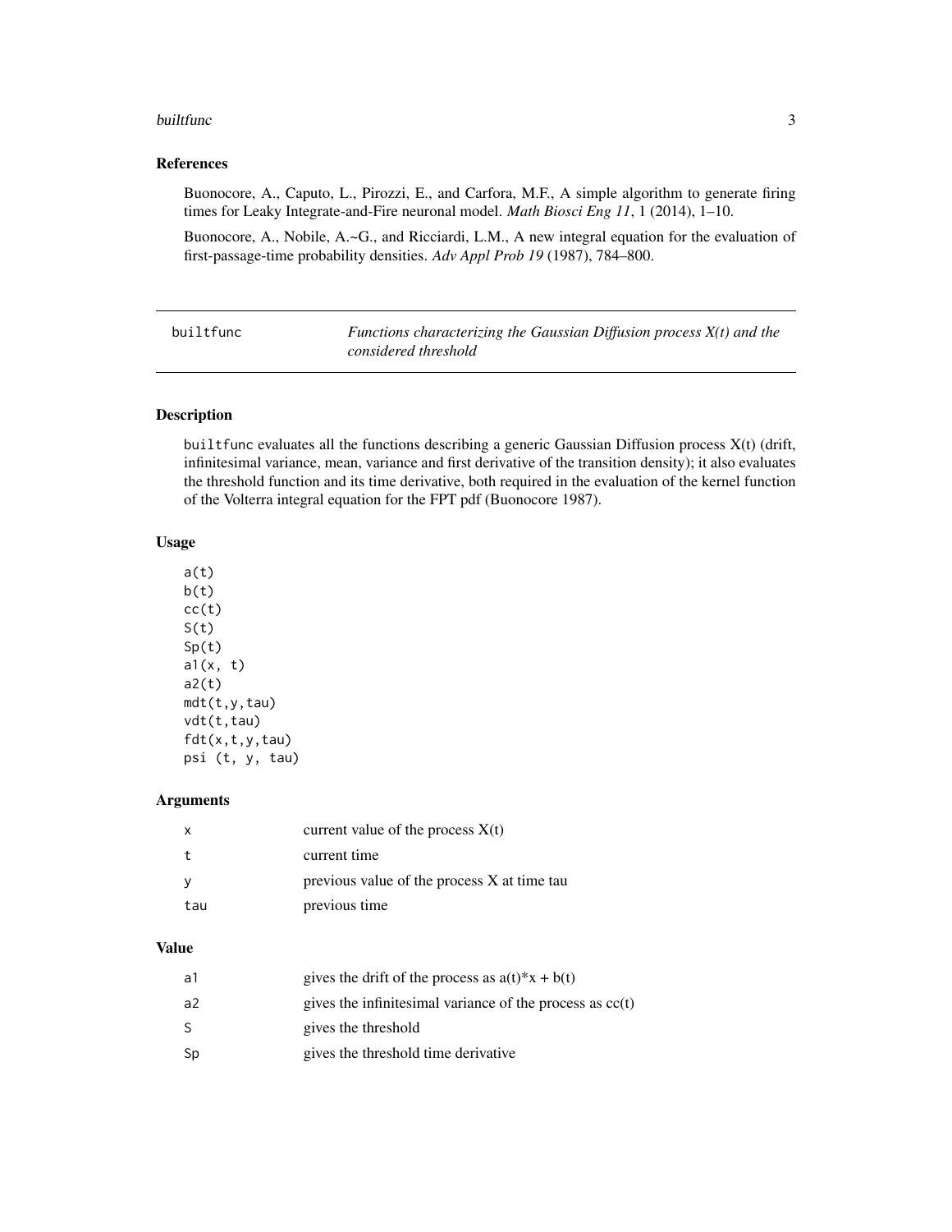## References

Buonocore, A., Caputo, L., Pirozzi, E., and Carfora, M.F., A simple algorithm to generate firing times for Leaky Integrate-and-Fire neuronal model. *Math Biosci Eng 11*, 1 (2014), 1–10.

Buonocore, A., Nobile, A.~G., and Ricciardi, L.M., A new integral equation for the evaluation of first-passage-time probability densities. *Adv Appl Prob 19* (1987), 784–800.

---

# builtfunc — *Functions characterizing the Gaussian Diffusion process X(t) and the considered threshold*

---

## Description

builtfunc evaluates all the functions describing a generic Gaussian Diffusion process X(t) (drift, infinitesimal variance, mean, variance and first derivative of the transition density); it also evaluates the threshold function and its time derivative, both required in the evaluation of the kernel function of the Volterra integral equation for the FPT pdf (Buonocore 1987).

## Usage

```
a(t)
b(t)
cc(t)
S(t)
Sp(t)
a1(x, t)
a2(t)
mdt(t,y,tau)
vdt(t,tau)
fdt(x,t,y,tau)
psi (t, y, tau)
```

## Arguments

| | |
|---|---|
| x | current value of the process X(t) |
| t | current time |
| y | previous value of the process X at time tau |
| tau | previous time |

## Value

| | |
|---|---|
| a1 | gives the drift of the process as a(t)*x + b(t) |
| a2 | gives the infinitesimal variance of the process as cc(t) |
| S | gives the threshold |
| Sp | gives the threshold time derivative |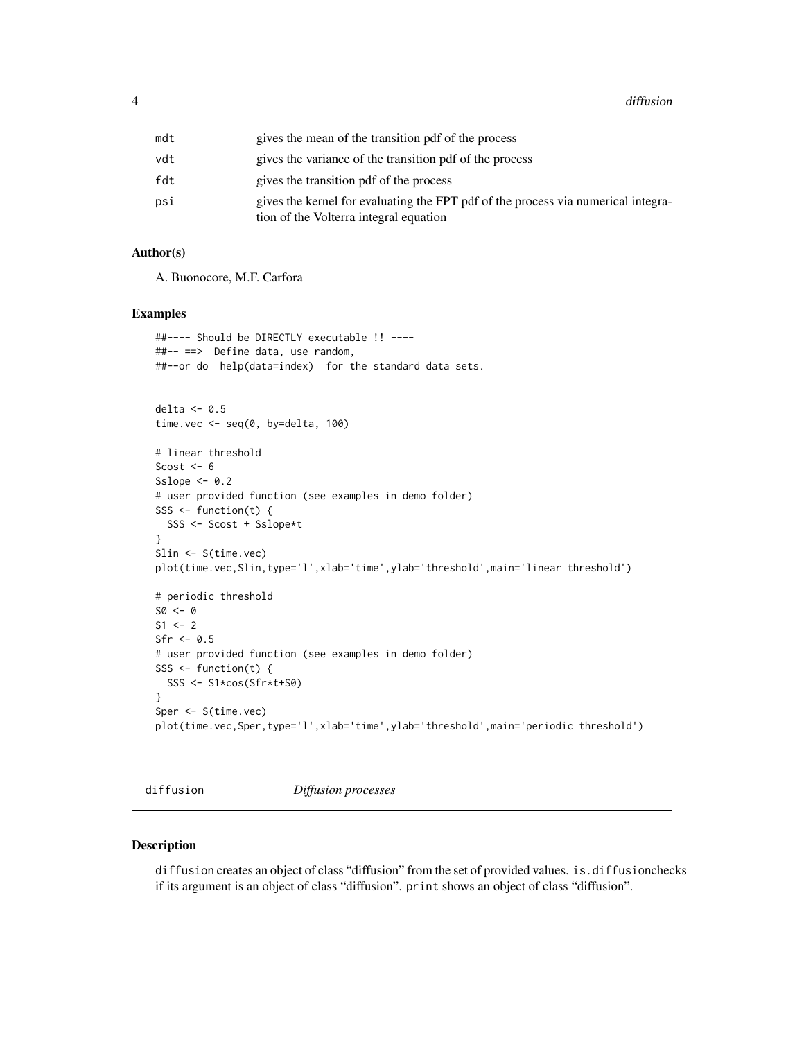| | |
|---|---|
| mdt | gives the mean of the transition pdf of the process |
| vdt | gives the variance of the transition pdf of the process |
| fdt | gives the transition pdf of the process |
| psi | gives the kernel for evaluating the FPT pdf of the process via numerical integration of the Volterra integral equation |

### Author(s)

A. Buonocore, M.F. Carfora

### Examples

```
##---- Should be DIRECTLY executable !! ----
##-- ==>  Define data, use random,
##--or do  help(data=index)  for the standard data sets.


delta <- 0.5
time.vec <- seq(0, by=delta, 100)

# linear threshold
Scost <- 6
Sslope <- 0.2
# user provided function (see examples in demo folder)
SSS <- function(t) {
  SSS <- Scost + Sslope*t
}
Slin <- S(time.vec)
plot(time.vec,Slin,type='l',xlab='time',ylab='threshold',main='linear threshold')

# periodic threshold
S0 <- 0
S1 <- 2
Sfr <- 0.5
# user provided function (see examples in demo folder)
SSS <- function(t) {
  SSS <- S1*cos(Sfr*t+S0)
}
Sper <- S(time.vec)
plot(time.vec,Sper,type='l',xlab='time',ylab='threshold',main='periodic threshold')
```

---

## diffusion — *Diffusion processes*

### Description

diffusion creates an object of class "diffusion" from the set of provided values. is.diffusionchecks if its argument is an object of class "diffusion". print shows an object of class "diffusion".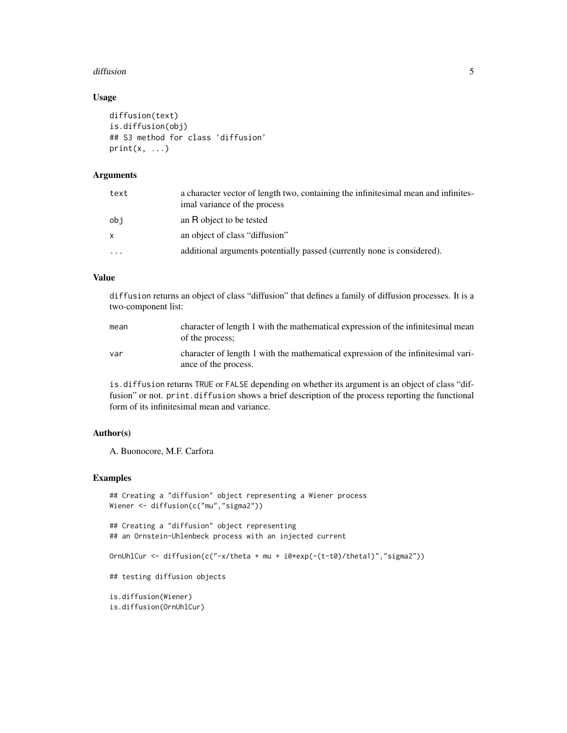### Usage

```
diffusion(text)
is.diffusion(obj)
## S3 method for class 'diffusion'
print(x, ...)
```

### Arguments

| | |
|---|---|
| text | a character vector of length two, containing the infinitesimal mean and infinitesimal variance of the process |
| obj | an R object to be tested |
| x | an object of class "diffusion" |
| ... | additional arguments potentially passed (currently none is considered). |

### Value

diffusion returns an object of class "diffusion" that defines a family of diffusion processes. It is a two-component list:

| | |
|---|---|
| mean | character of length 1 with the mathematical expression of the infinitesimal mean of the process; |
| var | character of length 1 with the mathematical expression of the infinitesimal variance of the process. |

is.diffusion returns TRUE or FALSE depending on whether its argument is an object of class "diffusion" or not. print.diffusion shows a brief description of the process reporting the functional form of its infinitesimal mean and variance.

### Author(s)

A. Buonocore, M.F. Carfora

### Examples

```
## Creating a "diffusion" object representing a Wiener process
Wiener <- diffusion(c("mu","sigma2"))

## Creating a "diffusion" object representing
## an Ornstein-Uhlenbeck process with an injected current

OrnUhlCur <- diffusion(c("-x/theta + mu + i0*exp(-(t-t0)/theta1)","sigma2"))

## testing diffusion objects

is.diffusion(Wiener)
is.diffusion(OrnUhlCur)
```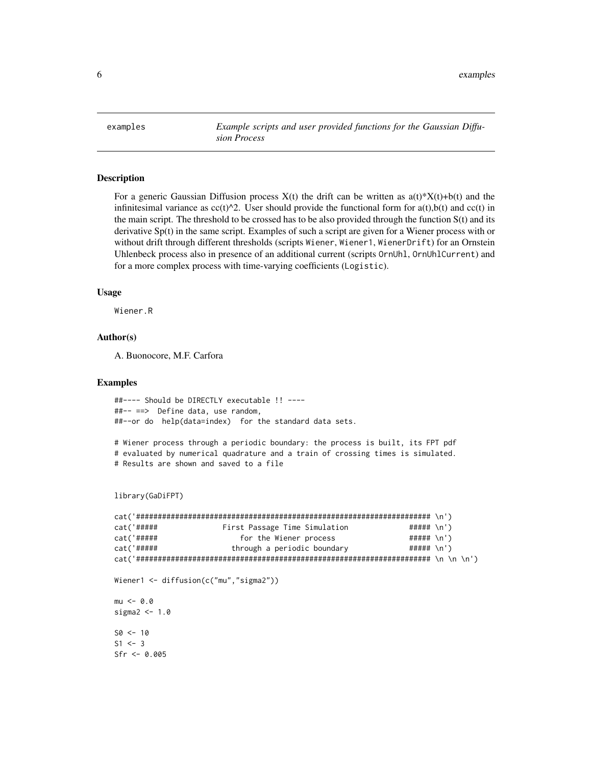examples *Example scripts and user provided functions for the Gaussian Diffusion Process*

### Description

For a generic Gaussian Diffusion process X(t) the drift can be written as a(t)*X(t)+b(t) and the infinitesimal variance as cc(t)^2. User should provide the functional form for a(t),b(t) and cc(t) in the main script. The threshold to be crossed has to be also provided through the function S(t) and its derivative Sp(t) in the same script. Examples of such a script are given for a Wiener process with or without drift through different thresholds (scripts `Wiener`, `Wiener1`, `WienerDrift`) for an Ornstein Uhlenbeck process also in presence of an additional current (scripts `OrnUhl`, `OrnUhlCurrent`) and for a more complex process with time-varying coefficients (`Logistic`).

### Usage

```
Wiener.R
```

### Author(s)

A. Buonocore, M.F. Carfora

### Examples

```
##---- Should be DIRECTLY executable !! ----
##-- ==>  Define data, use random,
##--or do  help(data=index)  for the standard data sets.

# Wiener process through a periodic boundary: the process is built, its FPT pdf
# evaluated by numerical quadrature and a train of crossing times is simulated.
# Results are shown and saved to a file


library(GaDiFPT)

cat('###################################################################### \n')
cat('#####              First Passage Time Simulation              ##### \n')
cat('#####                  for the Wiener process                 ##### \n')
cat('#####                through a periodic boundary              ##### \n')
cat('###################################################################### \n \n \n')

Wiener1 <- diffusion(c("mu","sigma2"))

mu <- 0.0
sigma2 <- 1.0

S0 <- 10
S1 <- 3
Sfr <- 0.005
```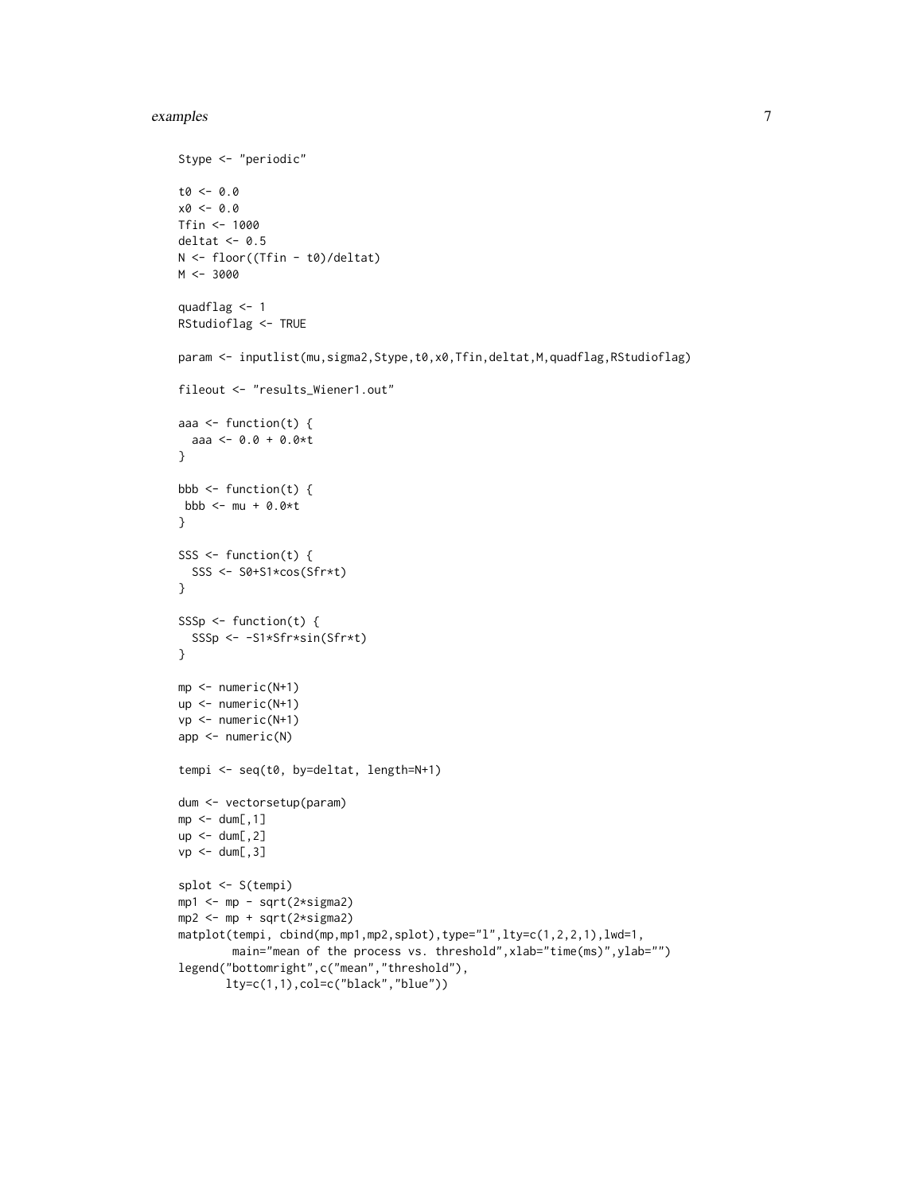```
Stype <- "periodic"

t0 <- 0.0
x0 <- 0.0
Tfin <- 1000
deltat <- 0.5
N <- floor((Tfin - t0)/deltat)
M <- 3000

quadflag <- 1
RStudioflag <- TRUE

param <- inputlist(mu,sigma2,Stype,t0,x0,Tfin,deltat,M,quadflag,RStudioflag)

fileout <- "results_Wiener1.out"

aaa <- function(t) {
  aaa <- 0.0 + 0.0*t
}

bbb <- function(t) {
 bbb <- mu + 0.0*t
}

SSS <- function(t) {
  SSS <- S0+S1*cos(Sfr*t)
}

SSSp <- function(t) {
  SSSp <- -S1*Sfr*sin(Sfr*t)
}

mp <- numeric(N+1)
up <- numeric(N+1)
vp <- numeric(N+1)
app <- numeric(N)

tempi <- seq(t0, by=deltat, length=N+1)

dum <- vectorsetup(param)
mp <- dum[,1]
up <- dum[,2]
vp <- dum[,3]

splot <- S(tempi)
mp1 <- mp - sqrt(2*sigma2)
mp2 <- mp + sqrt(2*sigma2)
matplot(tempi, cbind(mp,mp1,mp2,splot),type="l",lty=c(1,2,2,1),lwd=1,
        main="mean of the process vs. threshold",xlab="time(ms)",ylab="")
legend("bottomright",c("mean","threshold"),
       lty=c(1,1),col=c("black","blue"))
```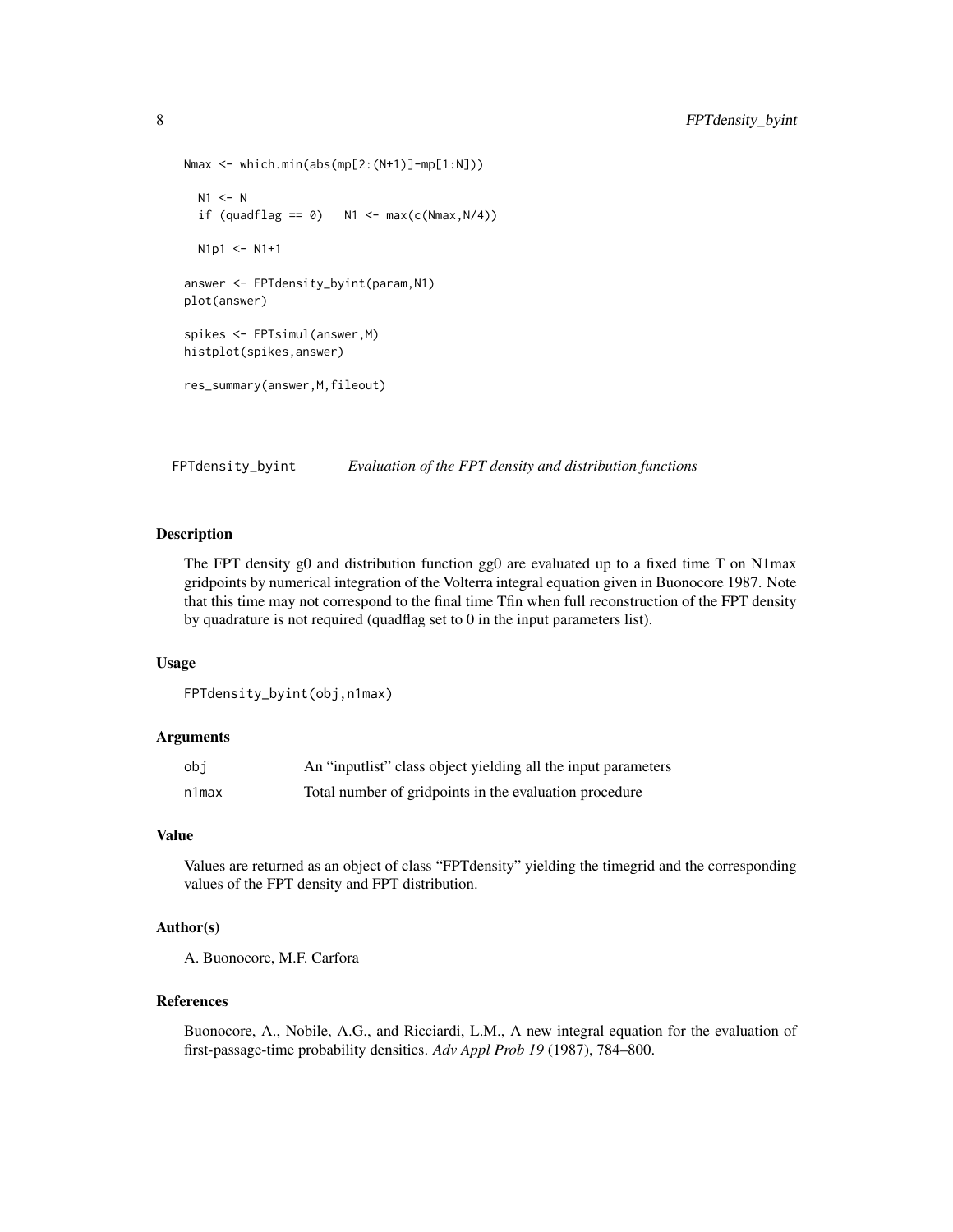```
Nmax <- which.min(abs(mp[2:(N+1)]-mp[1:N]))

  N1 <- N
  if (quadflag == 0)   N1 <- max(c(Nmax,N/4))

  N1p1 <- N1+1

answer <- FPTdensity_byint(param,N1)
plot(answer)

spikes <- FPTsimul(answer,M)
histplot(spikes,answer)

res_summary(answer,M,fileout)
```

## FPTdensity_byint — *Evaluation of the FPT density and distribution functions*

### Description

The FPT density g0 and distribution function gg0 are evaluated up to a fixed time T on N1max gridpoints by numerical integration of the Volterra integral equation given in Buonocore 1987. Note that this time may not correspond to the final time Tfin when full reconstruction of the FPT density by quadrature is not required (quadflag set to 0 in the input parameters list).

### Usage

```
FPTdensity_byint(obj,n1max)
```

### Arguments

| | |
|---|---|
| `obj` | An "inputlist" class object yielding all the input parameters |
| `n1max` | Total number of gridpoints in the evaluation procedure |

### Value

Values are returned as an object of class "FPTdensity" yielding the timegrid and the corresponding values of the FPT density and FPT distribution.

### Author(s)

A. Buonocore, M.F. Carfora

### References

Buonocore, A., Nobile, A.G., and Ricciardi, L.M., A new integral equation for the evaluation of first-passage-time probability densities. *Adv Appl Prob 19* (1987), 784–800.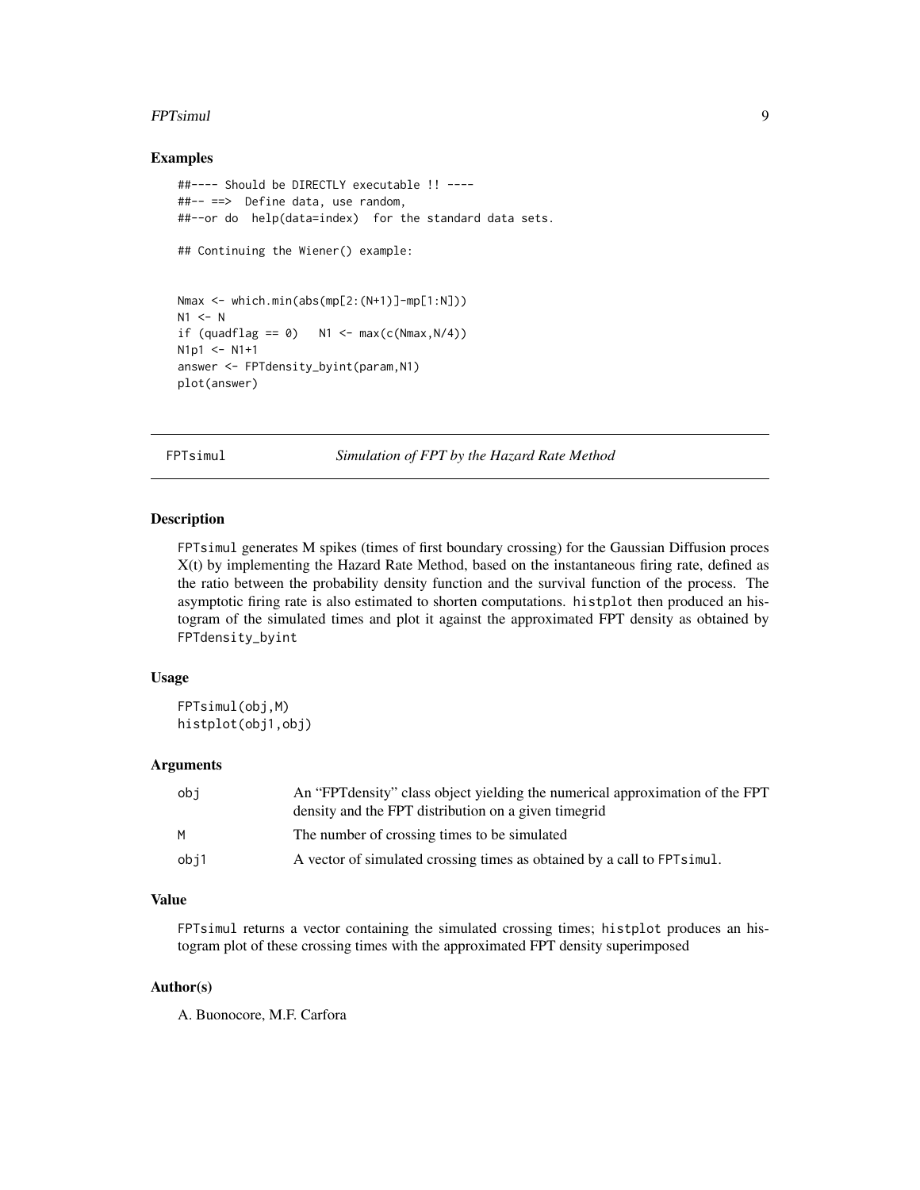## Examples

```
##---- Should be DIRECTLY executable !! ----
##-- ==>  Define data, use random,
##--or do  help(data=index)  for the standard data sets.

## Continuing the Wiener() example:


Nmax <- which.min(abs(mp[2:(N+1)]-mp[1:N]))
N1 <- N
if (quadflag == 0)   N1 <- max(c(Nmax,N/4))
N1p1 <- N1+1
answer <- FPTdensity_byint(param,N1)
plot(answer)
```

---

# FPTsimul — *Simulation of FPT by the Hazard Rate Method*

---

## Description

`FPTsimul` generates M spikes (times of first boundary crossing) for the Gaussian Diffusion proces X(t) by implementing the Hazard Rate Method, based on the instantaneous firing rate, defined as the ratio between the probability density function and the survival function of the process. The asymptotic firing rate is also estimated to shorten computations. `histplot` then produced an histogram of the simulated times and plot it against the approximated FPT density as obtained by `FPTdensity_byint`

## Usage

```
FPTsimul(obj,M)
histplot(obj1,obj)
```

## Arguments

| | |
|---|---|
| `obj` | An "FPTdensity" class object yielding the numerical approximation of the FPT density and the FPT distribution on a given timegrid |
| `M` | The number of crossing times to be simulated |
| `obj1` | A vector of simulated crossing times as obtained by a call to `FPTsimul`. |

## Value

`FPTsimul` returns a vector containing the simulated crossing times; `histplot` produces an histogram plot of these crossing times with the approximated FPT density superimposed

## Author(s)

A. Buonocore, M.F. Carfora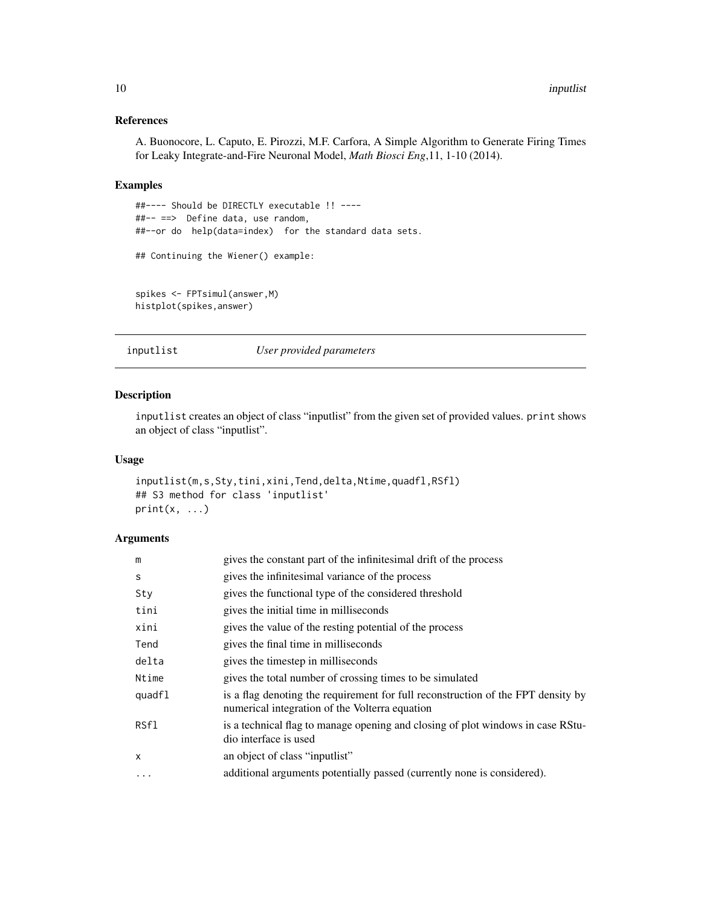## References

A. Buonocore, L. Caputo, E. Pirozzi, M.F. Carfora, A Simple Algorithm to Generate Firing Times for Leaky Integrate-and-Fire Neuronal Model, *Math Biosci Eng*,11, 1-10 (2014).

## Examples

```
##---- Should be DIRECTLY executable !! ----
##-- ==>  Define data, use random,
##--or do  help(data=index)  for the standard data sets.

## Continuing the Wiener() example:


spikes <- FPTsimul(answer,M)
histplot(spikes,answer)
```

---

# inputlist *User provided parameters*

---

## Description

inputlist creates an object of class "inputlist" from the given set of provided values. print shows an object of class "inputlist".

## Usage

```
inputlist(m,s,Sty,tini,xini,Tend,delta,Ntime,quadfl,RSfl)
## S3 method for class 'inputlist'
print(x, ...)
```

## Arguments

| | |
|---|---|
| m | gives the constant part of the infinitesimal drift of the process |
| s | gives the infinitesimal variance of the process |
| Sty | gives the functional type of the considered threshold |
| tini | gives the initial time in milliseconds |
| xini | gives the value of the resting potential of the process |
| Tend | gives the final time in milliseconds |
| delta | gives the timestep in milliseconds |
| Ntime | gives the total number of crossing times to be simulated |
| quadfl | is a flag denoting the requirement for full reconstruction of the FPT density by numerical integration of the Volterra equation |
| RSfl | is a technical flag to manage opening and closing of plot windows in case RStudio interface is used |
| x | an object of class "inputlist" |
| ... | additional arguments potentially passed (currently none is considered). |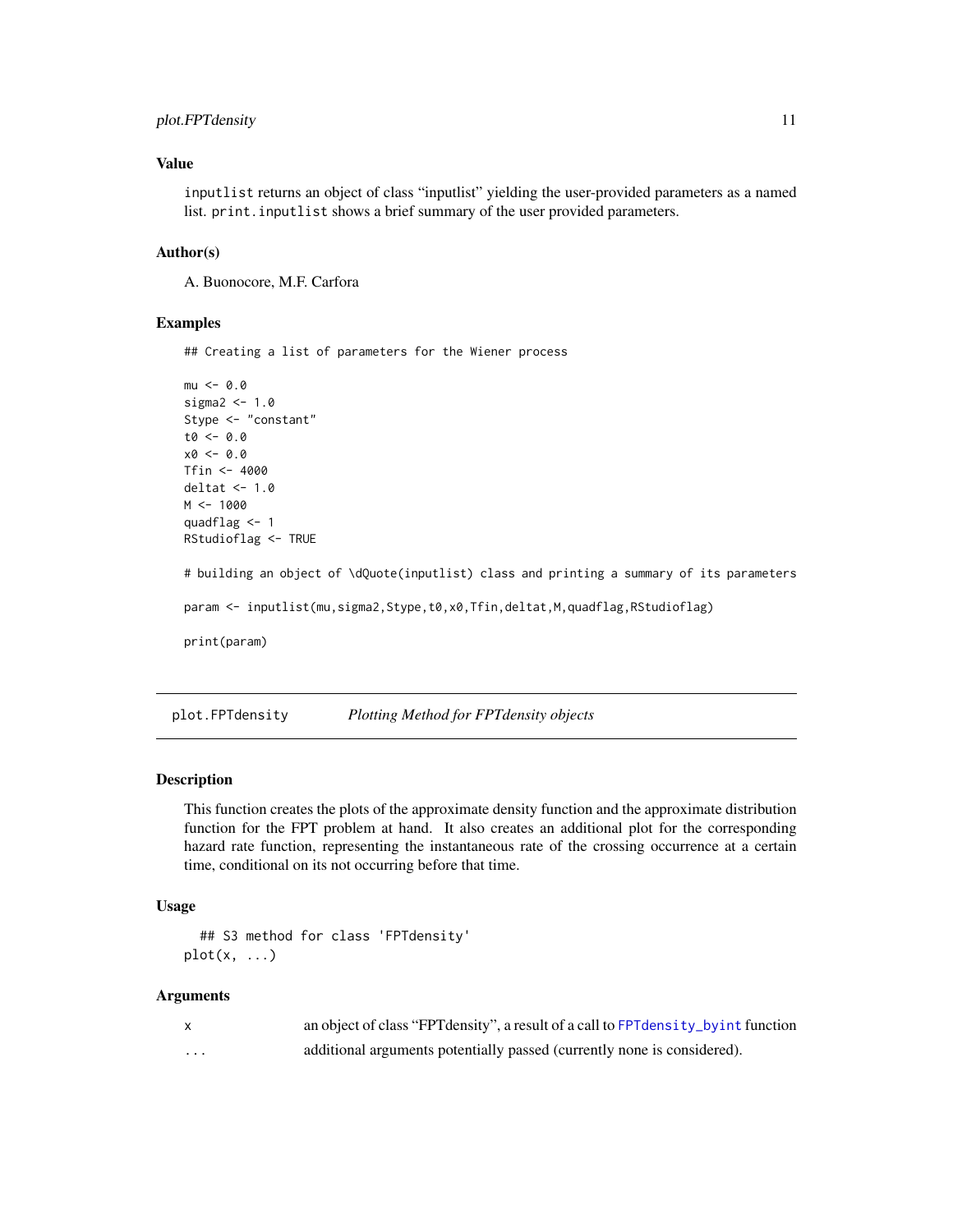## Value

`inputlist` returns an object of class "inputlist" yielding the user-provided parameters as a named list. `print.inputlist` shows a brief summary of the user provided parameters.

## Author(s)

A. Buonocore, M.F. Carfora

## Examples

```
## Creating a list of parameters for the Wiener process

mu <- 0.0
sigma2 <- 1.0
Stype <- "constant"
t0 <- 0.0
x0 <- 0.0
Tfin <- 4000
deltat <- 1.0
M <- 1000
quadflag <- 1
RStudioflag <- TRUE

# building an object of \dQuote(inputlist) class and printing a summary of its parameters

param <- inputlist(mu,sigma2,Stype,t0,x0,Tfin,deltat,M,quadflag,RStudioflag)

print(param)
```

---

# plot.FPTdensity — *Plotting Method for FPTdensity objects*

---

## Description

This function creates the plots of the approximate density function and the approximate distribution function for the FPT problem at hand. It also creates an additional plot for the corresponding hazard rate function, representing the instantaneous rate of the crossing occurrence at a certain time, conditional on its not occurring before that time.

## Usage

```
  ## S3 method for class 'FPTdensity'
plot(x, ...)
```

## Arguments

| | |
|---|---|
| `x` | an object of class "FPTdensity", a result of a call to `FPTdensity_byint` function |
| `...` | additional arguments potentially passed (currently none is considered). |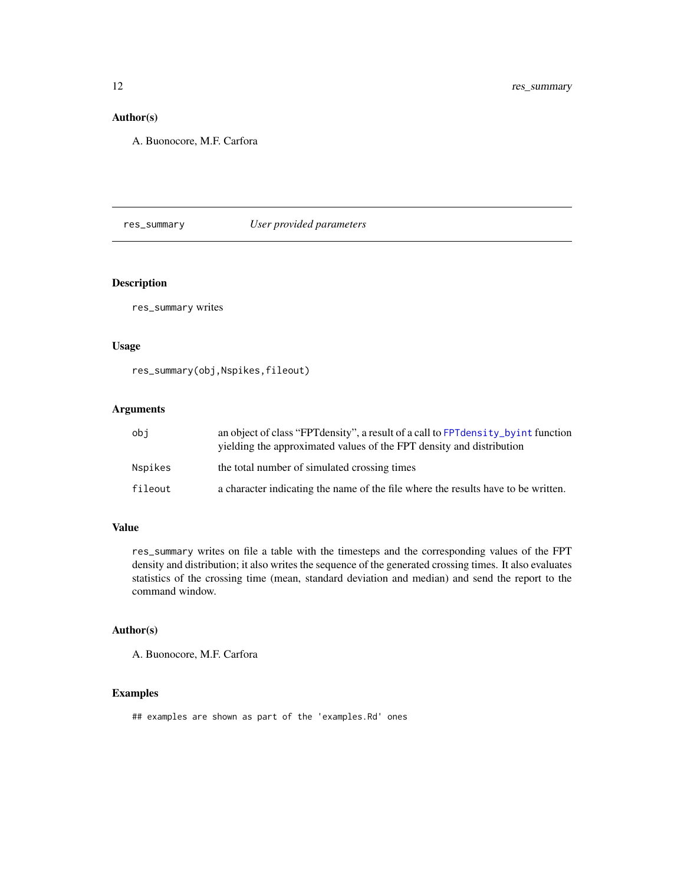## Author(s)

A. Buonocore, M.F. Carfora

---

`res_summary` *User provided parameters*

---

## Description

`res_summary` writes

## Usage

```
res_summary(obj,Nspikes,fileout)
```

## Arguments

| | |
|---|---|
| `obj` | an object of class "FPTdensity", a result of a call to `FPTdensity_byint` function yielding the approximated values of the FPT density and distribution |
| `Nspikes` | the total number of simulated crossing times |
| `fileout` | a character indicating the name of the file where the results have to be written. |

## Value

`res_summary` writes on file a table with the timesteps and the corresponding values of the FPT density and distribution; it also writes the sequence of the generated crossing times. It also evaluates statistics of the crossing time (mean, standard deviation and median) and send the report to the command window.

## Author(s)

A. Buonocore, M.F. Carfora

## Examples

```
## examples are shown as part of the 'examples.Rd' ones
```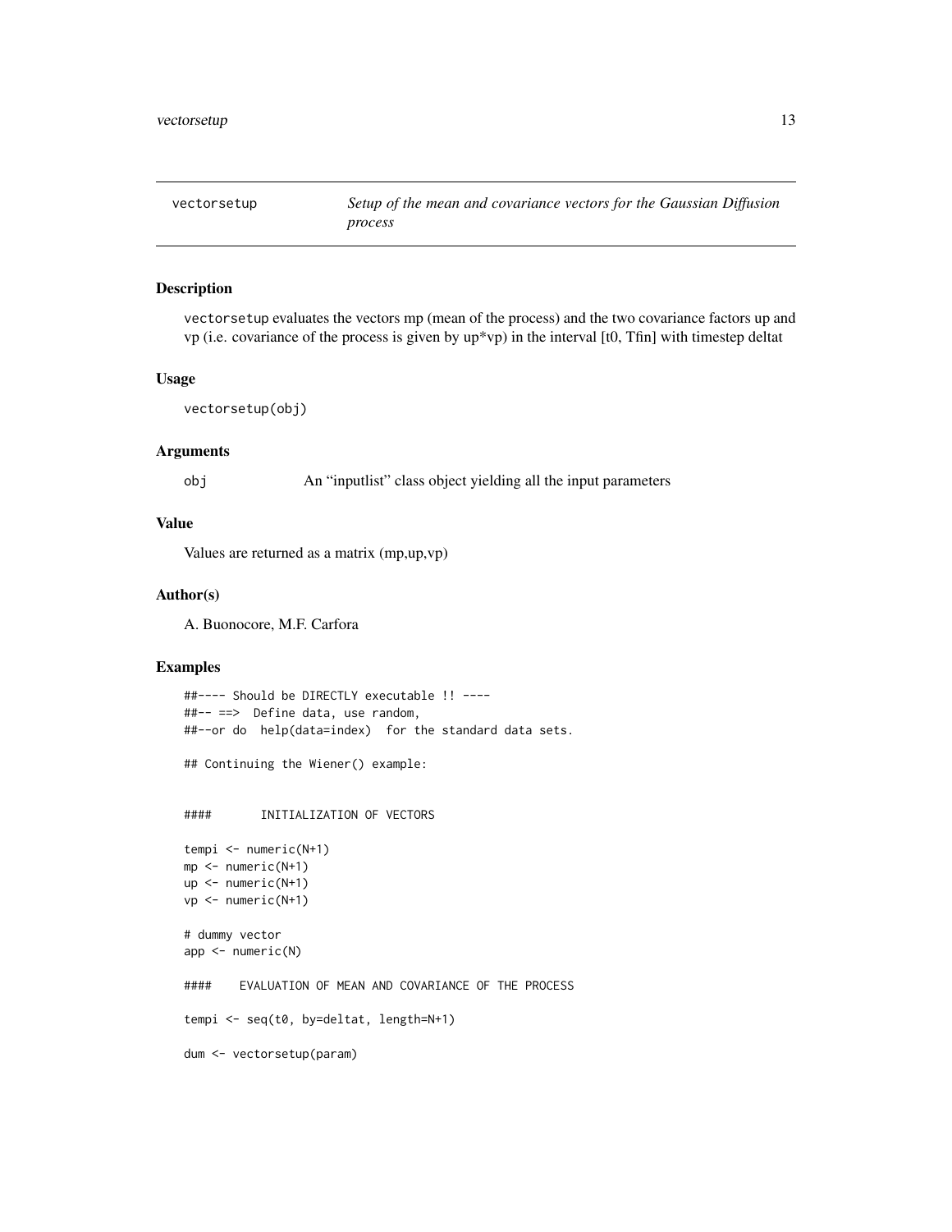vectorsetup — *Setup of the mean and covariance vectors for the Gaussian Diffusion process*

## Description

vectorsetup evaluates the vectors mp (mean of the process) and the two covariance factors up and vp (i.e. covariance of the process is given by up*vp) in the interval [t0, Tfin] with timestep deltat

## Usage

```
vectorsetup(obj)
```

## Arguments

| | |
|---|---|
| obj | An "inputlist" class object yielding all the input parameters |

## Value

Values are returned as a matrix (mp,up,vp)

## Author(s)

A. Buonocore, M.F. Carfora

## Examples

```
##---- Should be DIRECTLY executable !! ----
##-- ==>  Define data, use random,
##--or do  help(data=index)  for the standard data sets.

## Continuing the Wiener() example:


####       INITIALIZATION OF VECTORS

tempi <- numeric(N+1)
mp <- numeric(N+1)
up <- numeric(N+1)
vp <- numeric(N+1)

# dummy vector
app <- numeric(N)

####    EVALUATION OF MEAN AND COVARIANCE OF THE PROCESS

tempi <- seq(t0, by=deltat, length=N+1)

dum <- vectorsetup(param)
```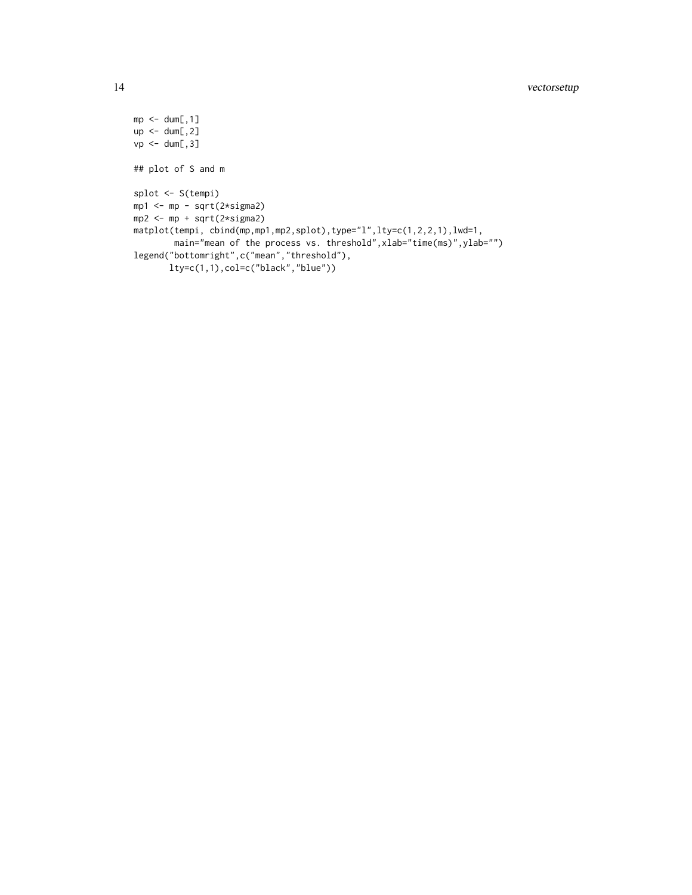```
mp <- dum[,1]
up <- dum[,2]
vp <- dum[,3]

## plot of S and m

splot <- S(tempi)
mp1 <- mp - sqrt(2*sigma2)
mp2 <- mp + sqrt(2*sigma2)
matplot(tempi, cbind(mp,mp1,mp2,splot),type="l",lty=c(1,2,2,1),lwd=1,
        main="mean of the process vs. threshold",xlab="time(ms)",ylab="")
legend("bottomright",c("mean","threshold"),
       lty=c(1,1),col=c("black","blue"))
```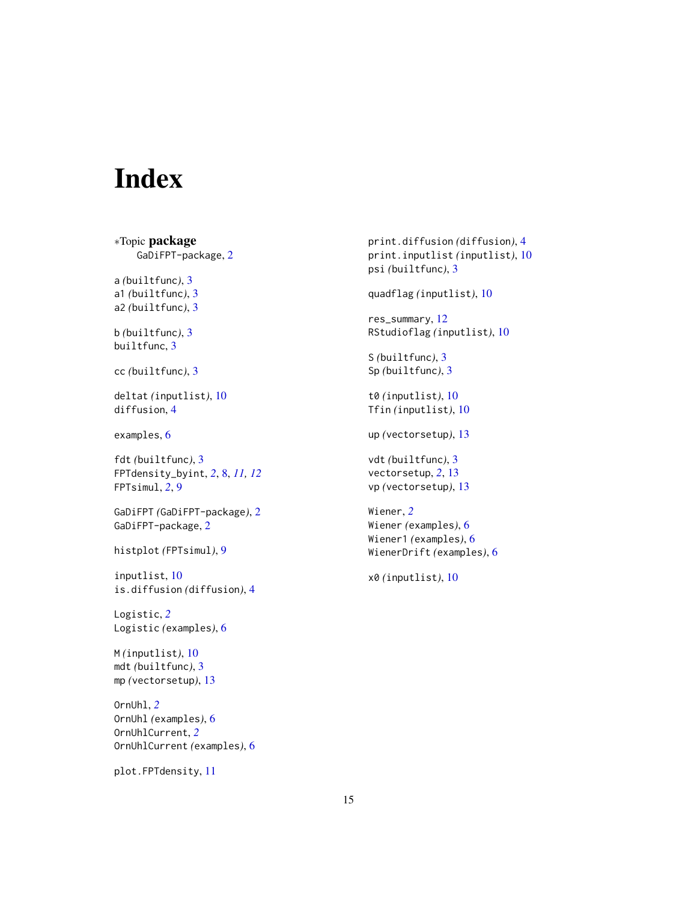# Index

∗Topic **package**
GaDiFPT-package, 2

a (builtfunc), 3
a1 (builtfunc), 3
a2 (builtfunc), 3

b (builtfunc), 3
builtfunc, 3

cc (builtfunc), 3

deltat (inputlist), 10
diffusion, 4

examples, 6

fdt (builtfunc), 3
FPTdensity_byint, *2*, 8, *11, 12*
FPTsimul, *2*, 9

GaDiFPT (GaDiFPT-package), 2
GaDiFPT-package, 2

histplot (FPTsimul), 9

inputlist, 10
is.diffusion (diffusion), 4

Logistic, *2*
Logistic (examples), 6

M (inputlist), 10
mdt (builtfunc), 3
mp (vectorsetup), 13

OrnUhl, *2*
OrnUhl (examples), 6
OrnUhlCurrent, *2*
OrnUhlCurrent (examples), 6

plot.FPTdensity, 11
print.diffusion (diffusion), 4
print.inputlist (inputlist), 10
psi (builtfunc), 3

quadflag (inputlist), 10

res_summary, 12
RStudioflag (inputlist), 10

S (builtfunc), 3
Sp (builtfunc), 3

t0 (inputlist), 10
Tfin (inputlist), 10

up (vectorsetup), 13

vdt (builtfunc), 3
vectorsetup, *2*, 13
vp (vectorsetup), 13

Wiener, *2*
Wiener (examples), 6
Wiener1 (examples), 6
WienerDrift (examples), 6

x0 (inputlist), 10